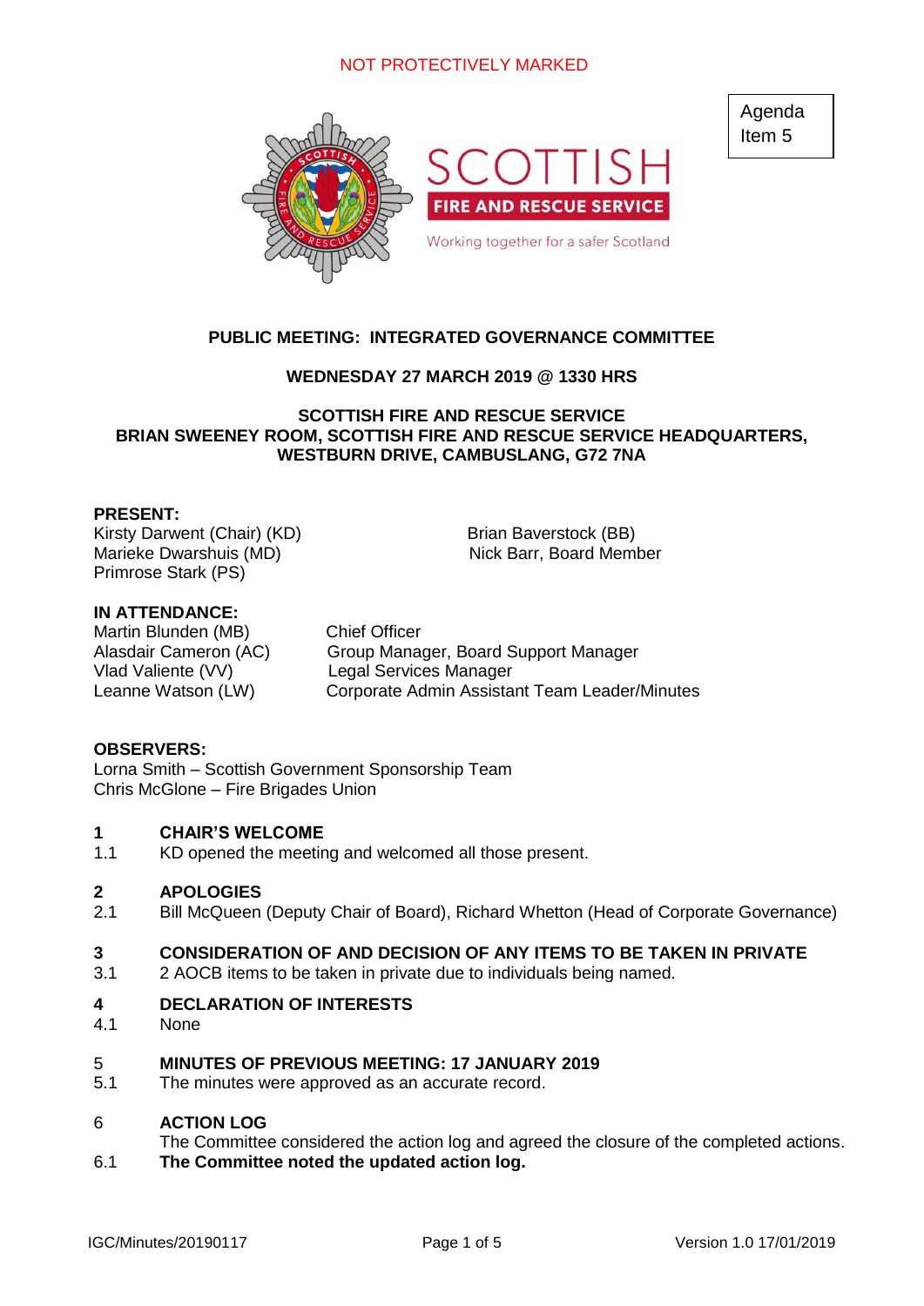NOT PROTECTIVELY MARKED

Agenda Item 5

SCOTTISH FIRE AND RESCUE SERVICE

Working together for a safer Scotland

**PUBLIC MEETING: INTEGRATED GOVERNANCE COMMITTEE**

**WEDNESDAY 27 MARCH 2019 @ 1330 HRS**

**SCOTTISH FIRE AND RESCUE SERVICE**
**BRIAN SWEENEY ROOM, SCOTTISH FIRE AND RESCUE SERVICE HEADQUARTERS, WESTBURN DRIVE, CAMBUSLANG, G72 7NA**

**PRESENT:**

Kirsty Darwent (Chair) (KD)
Marieke Dwarshuis (MD)
Primrose Stark (PS)
Brian Baverstock (BB)
Nick Barr, Board Member

**IN ATTENDANCE:**

| | |
|---|---|
| Martin Blunden (MB) | Chief Officer |
| Alasdair Cameron (AC) | Group Manager, Board Support Manager |
| Vlad Valiente (VV) | Legal Services Manager |
| Leanne Watson (LW) | Corporate Admin Assistant Team Leader/Minutes |

**OBSERVERS:**

Lorna Smith – Scottish Government Sponsorship Team
Chris McGlone – Fire Brigades Union

**1 CHAIR'S WELCOME**

1.1 KD opened the meeting and welcomed all those present.

**2 APOLOGIES**

2.1 Bill McQueen (Deputy Chair of Board), Richard Whetton (Head of Corporate Governance)

**3 CONSIDERATION OF AND DECISION OF ANY ITEMS TO BE TAKEN IN PRIVATE**

3.1 2 AOCB items to be taken in private due to individuals being named.

**4 DECLARATION OF INTERESTS**

4.1 None

5 **MINUTES OF PREVIOUS MEETING: 17 JANUARY 2019**

5.1 The minutes were approved as an accurate record.

6 **ACTION LOG**

The Committee considered the action log and agreed the closure of the completed actions.

6.1 **The Committee noted the updated action log.**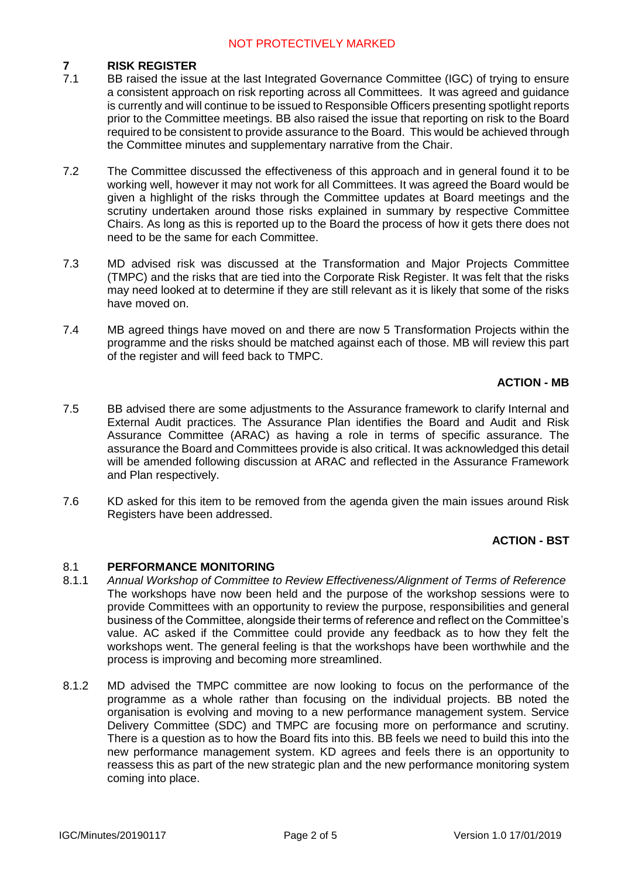## 7 RISK REGISTER

7.1 BB raised the issue at the last Integrated Governance Committee (IGC) of trying to ensure a consistent approach on risk reporting across all Committees. It was agreed and guidance is currently and will continue to be issued to Responsible Officers presenting spotlight reports prior to the Committee meetings. BB also raised the issue that reporting on risk to the Board required to be consistent to provide assurance to the Board. This would be achieved through the Committee minutes and supplementary narrative from the Chair.

7.2 The Committee discussed the effectiveness of this approach and in general found it to be working well, however it may not work for all Committees. It was agreed the Board would be given a highlight of the risks through the Committee updates at Board meetings and the scrutiny undertaken around those risks explained in summary by respective Committee Chairs. As long as this is reported up to the Board the process of how it gets there does not need to be the same for each Committee.

7.3 MD advised risk was discussed at the Transformation and Major Projects Committee (TMPC) and the risks that are tied into the Corporate Risk Register. It was felt that the risks may need looked at to determine if they are still relevant as it is likely that some of the risks have moved on.

7.4 MB agreed things have moved on and there are now 5 Transformation Projects within the programme and the risks should be matched against each of those. MB will review this part of the register and will feed back to TMPC.

**ACTION - MB**

7.5 BB advised there are some adjustments to the Assurance framework to clarify Internal and External Audit practices. The Assurance Plan identifies the Board and Audit and Risk Assurance Committee (ARAC) as having a role in terms of specific assurance. The assurance the Board and Committees provide is also critical. It was acknowledged this detail will be amended following discussion at ARAC and reflected in the Assurance Framework and Plan respectively.

7.6 KD asked for this item to be removed from the agenda given the main issues around Risk Registers have been addressed.

**ACTION - BST**

## 8.1 PERFORMANCE MONITORING

8.1.1 *Annual Workshop of Committee to Review Effectiveness/Alignment of Terms of Reference*
The workshops have now been held and the purpose of the workshop sessions were to provide Committees with an opportunity to review the purpose, responsibilities and general business of the Committee, alongside their terms of reference and reflect on the Committee's value. AC asked if the Committee could provide any feedback as to how they felt the workshops went. The general feeling is that the workshops have been worthwhile and the process is improving and becoming more streamlined.

8.1.2 MD advised the TMPC committee are now looking to focus on the performance of the programme as a whole rather than focusing on the individual projects. BB noted the organisation is evolving and moving to a new performance management system. Service Delivery Committee (SDC) and TMPC are focusing more on performance and scrutiny. There is a question as to how the Board fits into this. BB feels we need to build this into the new performance management system. KD agrees and feels there is an opportunity to reassess this as part of the new strategic plan and the new performance monitoring system coming into place.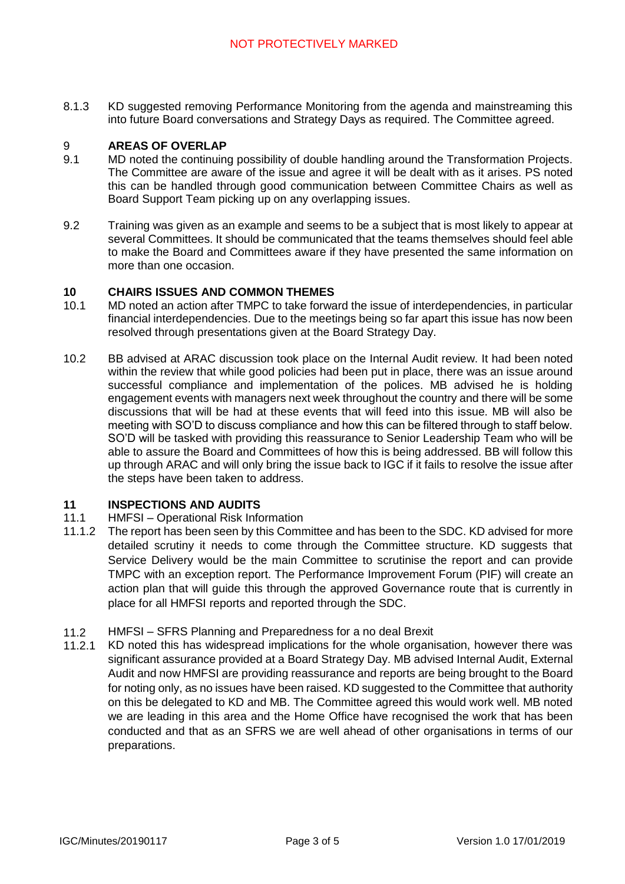8.1.3 KD suggested removing Performance Monitoring from the agenda and mainstreaming this into future Board conversations and Strategy Days as required. The Committee agreed.

## 9 AREAS OF OVERLAP

9.1 MD noted the continuing possibility of double handling around the Transformation Projects. The Committee are aware of the issue and agree it will be dealt with as it arises. PS noted this can be handled through good communication between Committee Chairs as well as Board Support Team picking up on any overlapping issues.

9.2 Training was given as an example and seems to be a subject that is most likely to appear at several Committees. It should be communicated that the teams themselves should feel able to make the Board and Committees aware if they have presented the same information on more than one occasion.

## 10 CHAIRS ISSUES AND COMMON THEMES

10.1 MD noted an action after TMPC to take forward the issue of interdependencies, in particular financial interdependencies. Due to the meetings being so far apart this issue has now been resolved through presentations given at the Board Strategy Day.

10.2 BB advised at ARAC discussion took place on the Internal Audit review. It had been noted within the review that while good policies had been put in place, there was an issue around successful compliance and implementation of the polices. MB advised he is holding engagement events with managers next week throughout the country and there will be some discussions that will be had at these events that will feed into this issue. MB will also be meeting with SO'D to discuss compliance and how this can be filtered through to staff below. SO'D will be tasked with providing this reassurance to Senior Leadership Team who will be able to assure the Board and Committees of how this is being addressed. BB will follow this up through ARAC and will only bring the issue back to IGC if it fails to resolve the issue after the steps have been taken to address.

## 11 INSPECTIONS AND AUDITS

11.1 HMFSI – Operational Risk Information

11.1.2 The report has been seen by this Committee and has been to the SDC. KD advised for more detailed scrutiny it needs to come through the Committee structure. KD suggests that Service Delivery would be the main Committee to scrutinise the report and can provide TMPC with an exception report. The Performance Improvement Forum (PIF) will create an action plan that will guide this through the approved Governance route that is currently in place for all HMFSI reports and reported through the SDC.

11.2 HMFSI – SFRS Planning and Preparedness for a no deal Brexit

11.2.1 KD noted this has widespread implications for the whole organisation, however there was significant assurance provided at a Board Strategy Day. MB advised Internal Audit, External Audit and now HMFSI are providing reassurance and reports are being brought to the Board for noting only, as no issues have been raised. KD suggested to the Committee that authority on this be delegated to KD and MB. The Committee agreed this would work well. MB noted we are leading in this area and the Home Office have recognised the work that has been conducted and that as an SFRS we are well ahead of other organisations in terms of our preparations.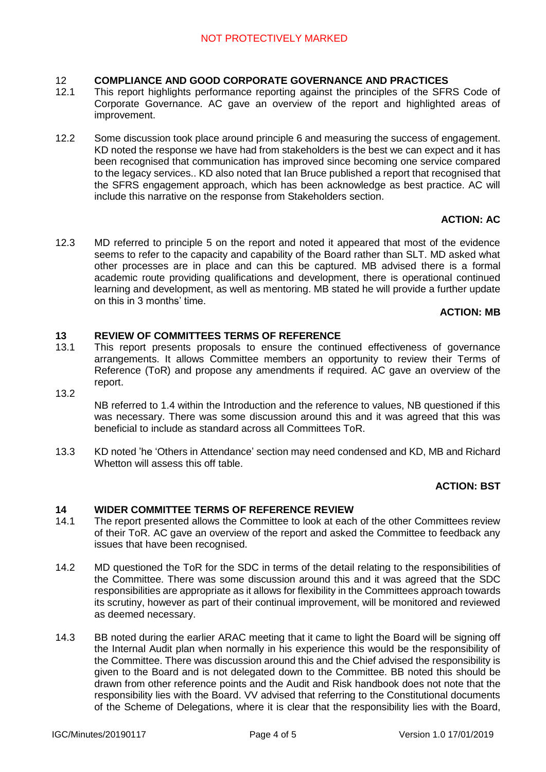## 12 COMPLIANCE AND GOOD CORPORATE GOVERNANCE AND PRACTICES

12.1 This report highlights performance reporting against the principles of the SFRS Code of Corporate Governance. AC gave an overview of the report and highlighted areas of improvement.

12.2 Some discussion took place around principle 6 and measuring the success of engagement. KD noted the response we have had from stakeholders is the best we can expect and it has been recognised that communication has improved since becoming one service compared to the legacy services.. KD also noted that Ian Bruce published a report that recognised that the SFRS engagement approach, which has been acknowledge as best practice. AC will include this narrative on the response from Stakeholders section.

**ACTION: AC**

12.3 MD referred to principle 5 on the report and noted it appeared that most of the evidence seems to refer to the capacity and capability of the Board rather than SLT. MD asked what other processes are in place and can this be captured. MB advised there is a formal academic route providing qualifications and development, there is operational continued learning and development, as well as mentoring. MB stated he will provide a further update on this in 3 months' time.

**ACTION: MB**

## 13 REVIEW OF COMMITTEES TERMS OF REFERENCE

13.1 This report presents proposals to ensure the continued effectiveness of governance arrangements. It allows Committee members an opportunity to review their Terms of Reference (ToR) and propose any amendments if required. AC gave an overview of the report.

13.2 NB referred to 1.4 within the Introduction and the reference to values, NB questioned if this was necessary. There was some discussion around this and it was agreed that this was beneficial to include as standard across all Committees ToR.

13.3 KD noted 'he 'Others in Attendance' section may need condensed and KD, MB and Richard Whetton will assess this off table.

**ACTION: BST**

## 14 WIDER COMMITTEE TERMS OF REFERENCE REVIEW

14.1 The report presented allows the Committee to look at each of the other Committees review of their ToR. AC gave an overview of the report and asked the Committee to feedback any issues that have been recognised.

14.2 MD questioned the ToR for the SDC in terms of the detail relating to the responsibilities of the Committee. There was some discussion around this and it was agreed that the SDC responsibilities are appropriate as it allows for flexibility in the Committees approach towards its scrutiny, however as part of their continual improvement, will be monitored and reviewed as deemed necessary.

14.3 BB noted during the earlier ARAC meeting that it came to light the Board will be signing off the Internal Audit plan when normally in his experience this would be the responsibility of the Committee. There was discussion around this and the Chief advised the responsibility is given to the Board and is not delegated down to the Committee. BB noted this should be drawn from other reference points and the Audit and Risk handbook does not note that the responsibility lies with the Board. VV advised that referring to the Constitutional documents of the Scheme of Delegations, where it is clear that the responsibility lies with the Board,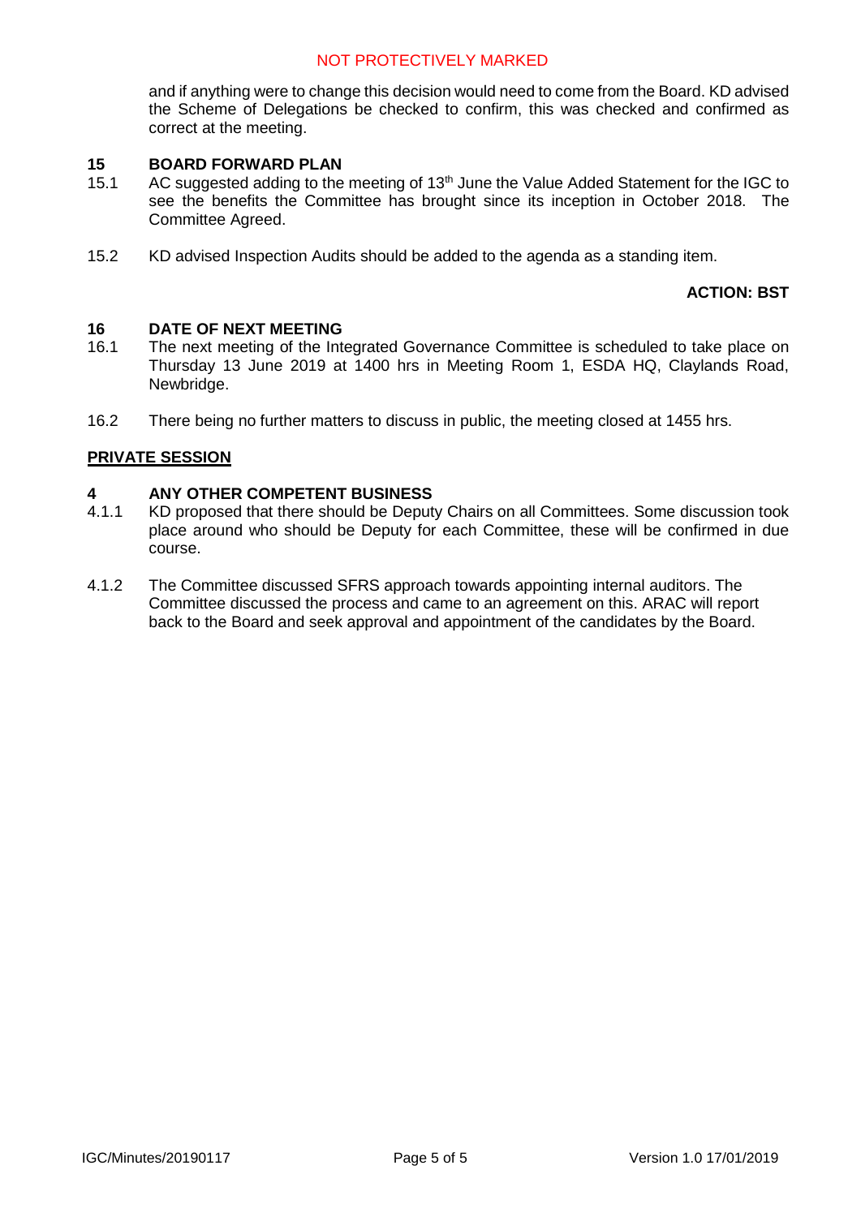and if anything were to change this decision would need to come from the Board. KD advised the Scheme of Delegations be checked to confirm, this was checked and confirmed as correct at the meeting.

## 15 BOARD FORWARD PLAN

15.1 AC suggested adding to the meeting of 13th June the Value Added Statement for the IGC to see the benefits the Committee has brought since its inception in October 2018. The Committee Agreed.

15.2 KD advised Inspection Audits should be added to the agenda as a standing item.

**ACTION: BST**

## 16 DATE OF NEXT MEETING

16.1 The next meeting of the Integrated Governance Committee is scheduled to take place on Thursday 13 June 2019 at 1400 hrs in Meeting Room 1, ESDA HQ, Claylands Road, Newbridge.

16.2 There being no further matters to discuss in public, the meeting closed at 1455 hrs.

**PRIVATE SESSION**

## 4 ANY OTHER COMPETENT BUSINESS

4.1.1 KD proposed that there should be Deputy Chairs on all Committees. Some discussion took place around who should be Deputy for each Committee, these will be confirmed in due course.

4.1.2 The Committee discussed SFRS approach towards appointing internal auditors. The Committee discussed the process and came to an agreement on this. ARAC will report back to the Board and seek approval and appointment of the candidates by the Board.